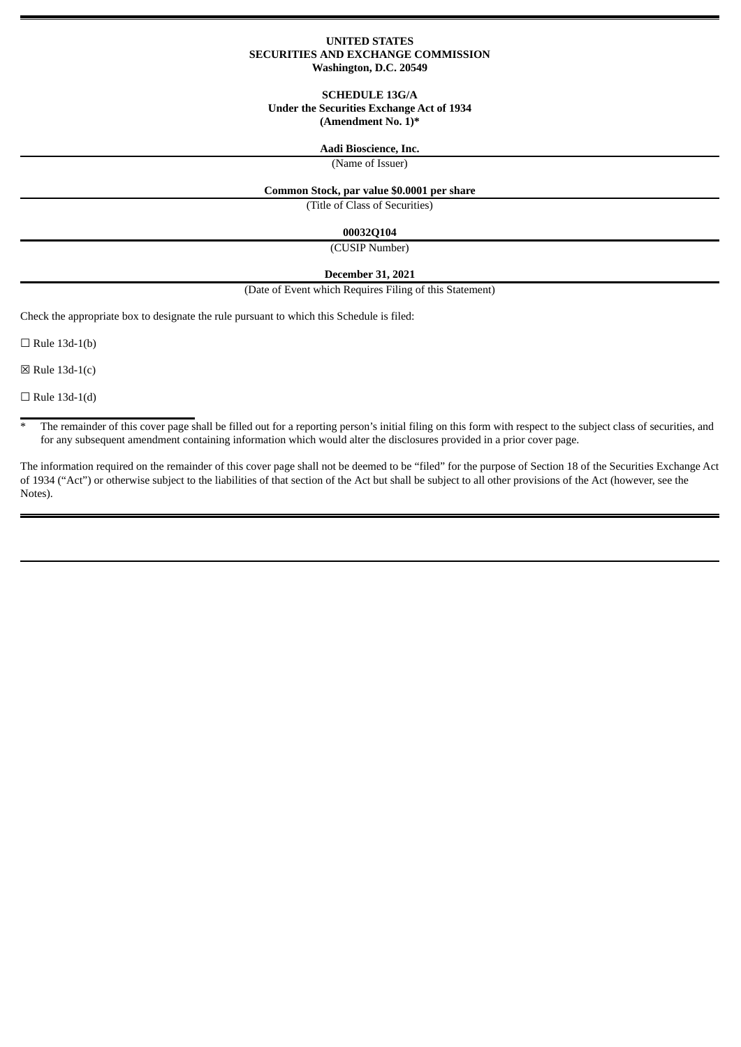**UNITED STATES**
**SECURITIES AND EXCHANGE COMMISSION**
**Washington, D.C. 20549**

**SCHEDULE 13G/A**
**Under the Securities Exchange Act of 1934**
**(Amendment No. 1)***

**Aadi Bioscience, Inc.**

(Name of Issuer)

**Common Stock, par value $0.0001 per share**

(Title of Class of Securities)

**00032Q104**

(CUSIP Number)

**December 31, 2021**

(Date of Event which Requires Filing of this Statement)

Check the appropriate box to designate the rule pursuant to which this Schedule is filed:

☐ Rule 13d-1(b)

☒ Rule 13d-1(c)

☐ Rule 13d-1(d)

---

* The remainder of this cover page shall be filled out for a reporting person's initial filing on this form with respect to the subject class of securities, and for any subsequent amendment containing information which would alter the disclosures provided in a prior cover page.

The information required on the remainder of this cover page shall not be deemed to be "filed" for the purpose of Section 18 of the Securities Exchange Act of 1934 ("Act") or otherwise subject to the liabilities of that section of the Act but shall be subject to all other provisions of the Act (however, see the Notes).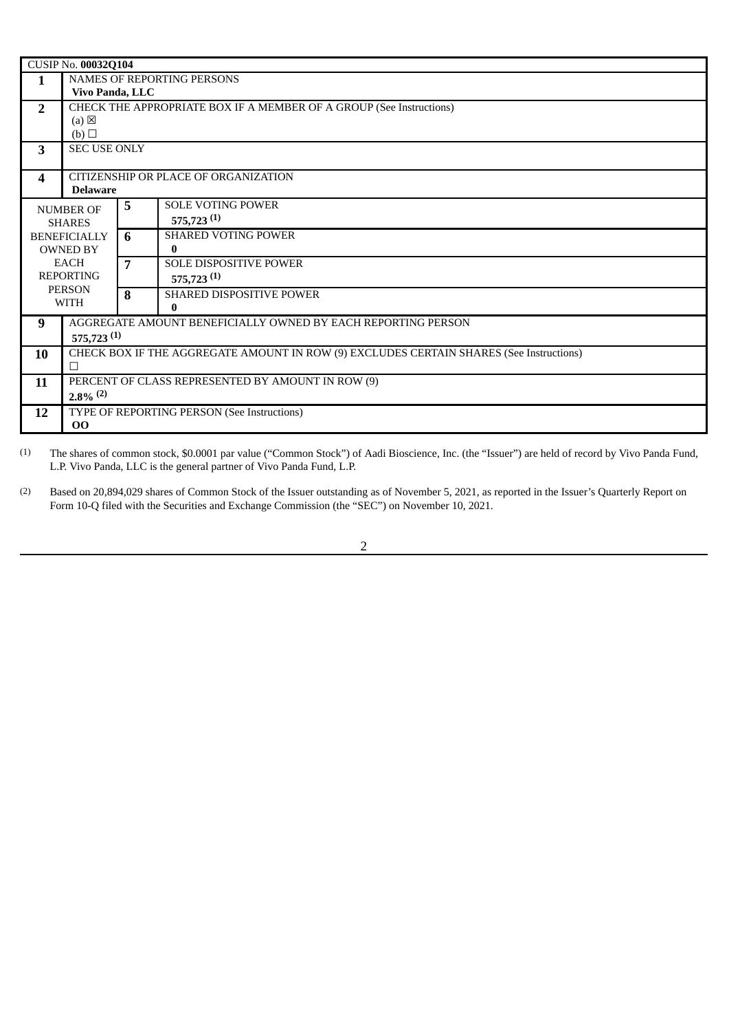| CUSIP No. **00032Q104** | | | |
|---|---|---|---|
| **1** | NAMES OF REPORTING PERSONS<br>**Vivo Panda, LLC** | | |
| **2** | CHECK THE APPROPRIATE BOX IF A MEMBER OF A GROUP (See Instructions)<br>(a) ☒<br>(b) ☐ | | |
| **3** | SEC USE ONLY | | |
| **4** | CITIZENSHIP OR PLACE OF ORGANIZATION<br>**Delaware** | | |
| NUMBER OF SHARES BENEFICIALLY OWNED BY EACH REPORTING PERSON WITH | **5** | SOLE VOTING POWER<br>**575,723** [(1)] | |
| | **6** | SHARED VOTING POWER<br>**0** | |
| | **7** | SOLE DISPOSITIVE POWER<br>**575,723** [(1)] | |
| | **8** | SHARED DISPOSITIVE POWER<br>**0** | |
| **9** | AGGREGATE AMOUNT BENEFICIALLY OWNED BY EACH REPORTING PERSON<br>**575,723** [(1)] | | |
| **10** | CHECK BOX IF THE AGGREGATE AMOUNT IN ROW (9) EXCLUDES CERTAIN SHARES (See Instructions)<br>☐ | | |
| **11** | PERCENT OF CLASS REPRESENTED BY AMOUNT IN ROW (9)<br>**2.8%** [(2)] | | |
| **12** | TYPE OF REPORTING PERSON (See Instructions)<br>**OO** | | |

(1) The shares of common stock, $0.0001 par value ("Common Stock") of Aadi Bioscience, Inc. (the "Issuer") are held of record by Vivo Panda Fund, L.P. Vivo Panda, LLC is the general partner of Vivo Panda Fund, L.P.

(2) Based on 20,894,029 shares of Common Stock of the Issuer outstanding as of November 5, 2021, as reported in the Issuer's Quarterly Report on Form 10-Q filed with the Securities and Exchange Commission (the "SEC") on November 10, 2021.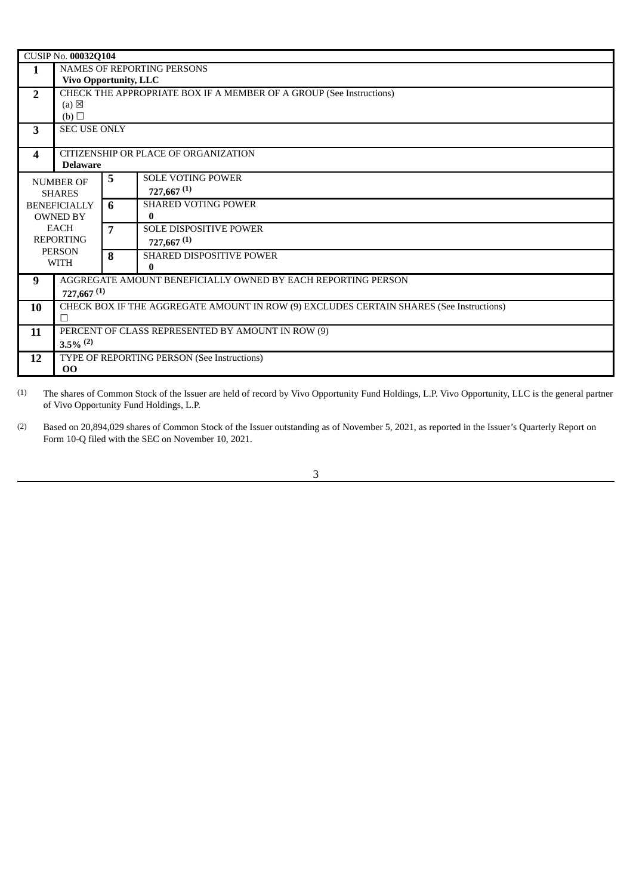| CUSIP No. **00032Q104** | | |
|---|---|---|
| **1** | NAMES OF REPORTING PERSONS<br>**Vivo Opportunity, LLC** | |
| **2** | CHECK THE APPROPRIATE BOX IF A MEMBER OF A GROUP (See Instructions)<br>(a) ☒<br>(b) ☐ | |
| **3** | SEC USE ONLY | |
| **4** | CITIZENSHIP OR PLACE OF ORGANIZATION<br>**Delaware** | |
| NUMBER OF SHARES BENEFICIALLY OWNED BY EACH REPORTING PERSON WITH | **5** | SOLE VOTING POWER<br>**727,667 [(1)]** |
| | **6** | SHARED VOTING POWER<br>**0** |
| | **7** | SOLE DISPOSITIVE POWER<br>**727,667 [(1)]** |
| | **8** | SHARED DISPOSITIVE POWER<br>**0** |
| **9** | AGGREGATE AMOUNT BENEFICIALLY OWNED BY EACH REPORTING PERSON<br>**727,667 [(1)]** | |
| **10** | CHECK BOX IF THE AGGREGATE AMOUNT IN ROW (9) EXCLUDES CERTAIN SHARES (See Instructions)<br>☐ | |
| **11** | PERCENT OF CLASS REPRESENTED BY AMOUNT IN ROW (9)<br>**3.5% [(2)]** | |
| **12** | TYPE OF REPORTING PERSON (See Instructions)<br>**OO** | |

(1) The shares of Common Stock of the Issuer are held of record by Vivo Opportunity Fund Holdings, L.P. Vivo Opportunity, LLC is the general partner of Vivo Opportunity Fund Holdings, L.P.

(2) Based on 20,894,029 shares of Common Stock of the Issuer outstanding as of November 5, 2021, as reported in the Issuer's Quarterly Report on Form 10-Q filed with the SEC on November 10, 2021.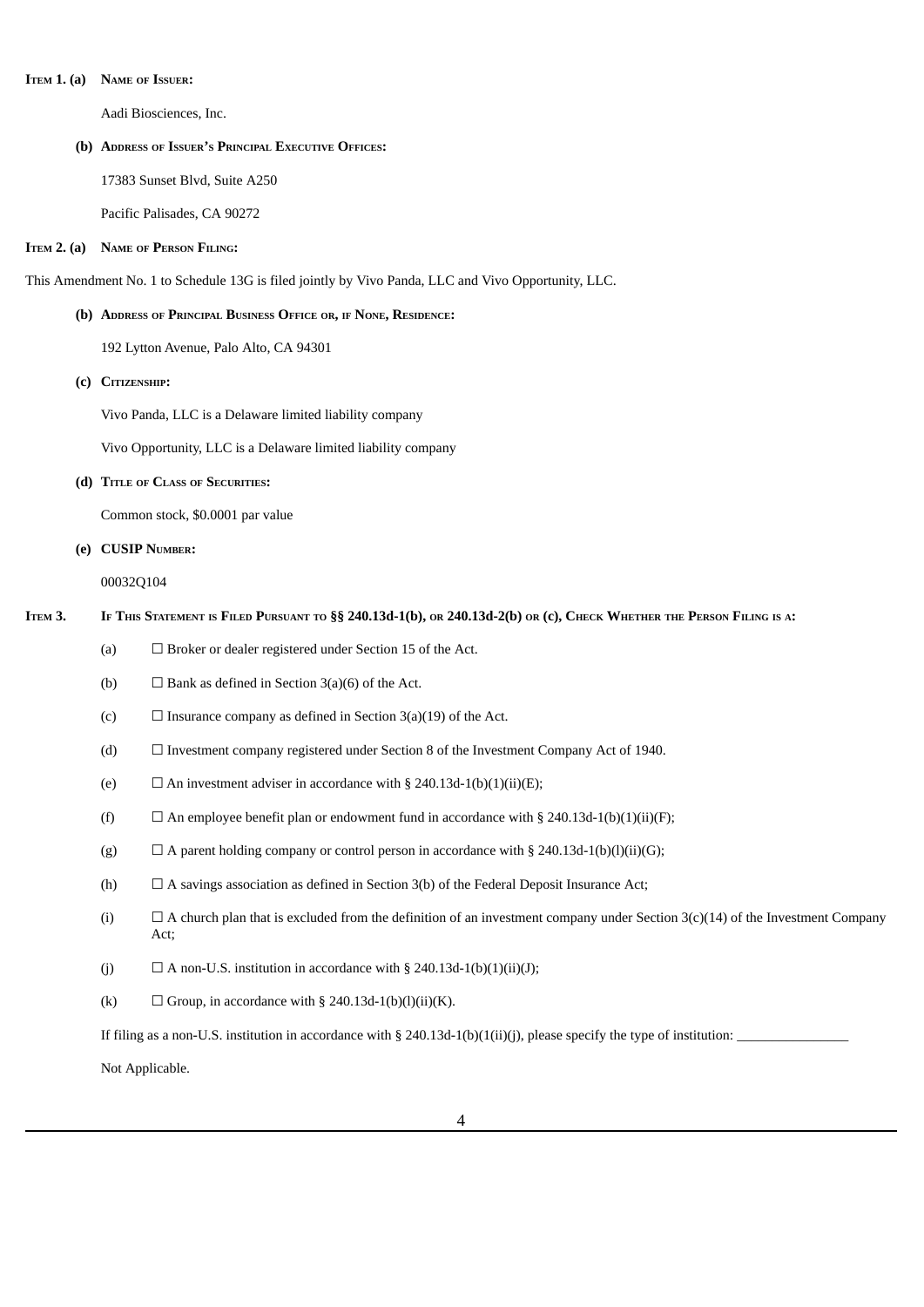**Item 1. (a) Name of Issuer:**

Aadi Biosciences, Inc.

**(b) Address of Issuer's Principal Executive Offices:**

17383 Sunset Blvd, Suite A250

Pacific Palisades, CA 90272

**Item 2. (a) Name of Person Filing:**

This Amendment No. 1 to Schedule 13G is filed jointly by Vivo Panda, LLC and Vivo Opportunity, LLC.

**(b) Address of Principal Business Office or, if None, Residence:**

192 Lytton Avenue, Palo Alto, CA 94301

**(c) Citizenship:**

Vivo Panda, LLC is a Delaware limited liability company

Vivo Opportunity, LLC is a Delaware limited liability company

**(d) Title of Class of Securities:**

Common stock, $0.0001 par value

**(e) CUSIP Number:**

00032Q104

**Item 3. If This Statement is Filed Pursuant to §§ 240.13d-1(b), or 240.13d-2(b) or (c), Check Whether the Person Filing is a:**

(a) ☐ Broker or dealer registered under Section 15 of the Act.

(b) ☐ Bank as defined in Section 3(a)(6) of the Act.

(c) ☐ Insurance company as defined in Section 3(a)(19) of the Act.

(d) ☐ Investment company registered under Section 8 of the Investment Company Act of 1940.

(e) ☐ An investment adviser in accordance with § 240.13d-1(b)(1)(ii)(E);

(f) ☐ An employee benefit plan or endowment fund in accordance with § 240.13d-1(b)(1)(ii)(F);

(g) ☐ A parent holding company or control person in accordance with § 240.13d-1(b)(l)(ii)(G);

(h) ☐ A savings association as defined in Section 3(b) of the Federal Deposit Insurance Act;

(i) ☐ A church plan that is excluded from the definition of an investment company under Section 3(c)(14) of the Investment Company Act;

(j) ☐ A non-U.S. institution in accordance with § 240.13d-1(b)(1)(ii)(J);

(k) ☐ Group, in accordance with § 240.13d-1(b)(l)(ii)(K).

If filing as a non-U.S. institution in accordance with § 240.13d-1(b)(1(ii)(j), please specify the type of institution: ________________

Not Applicable.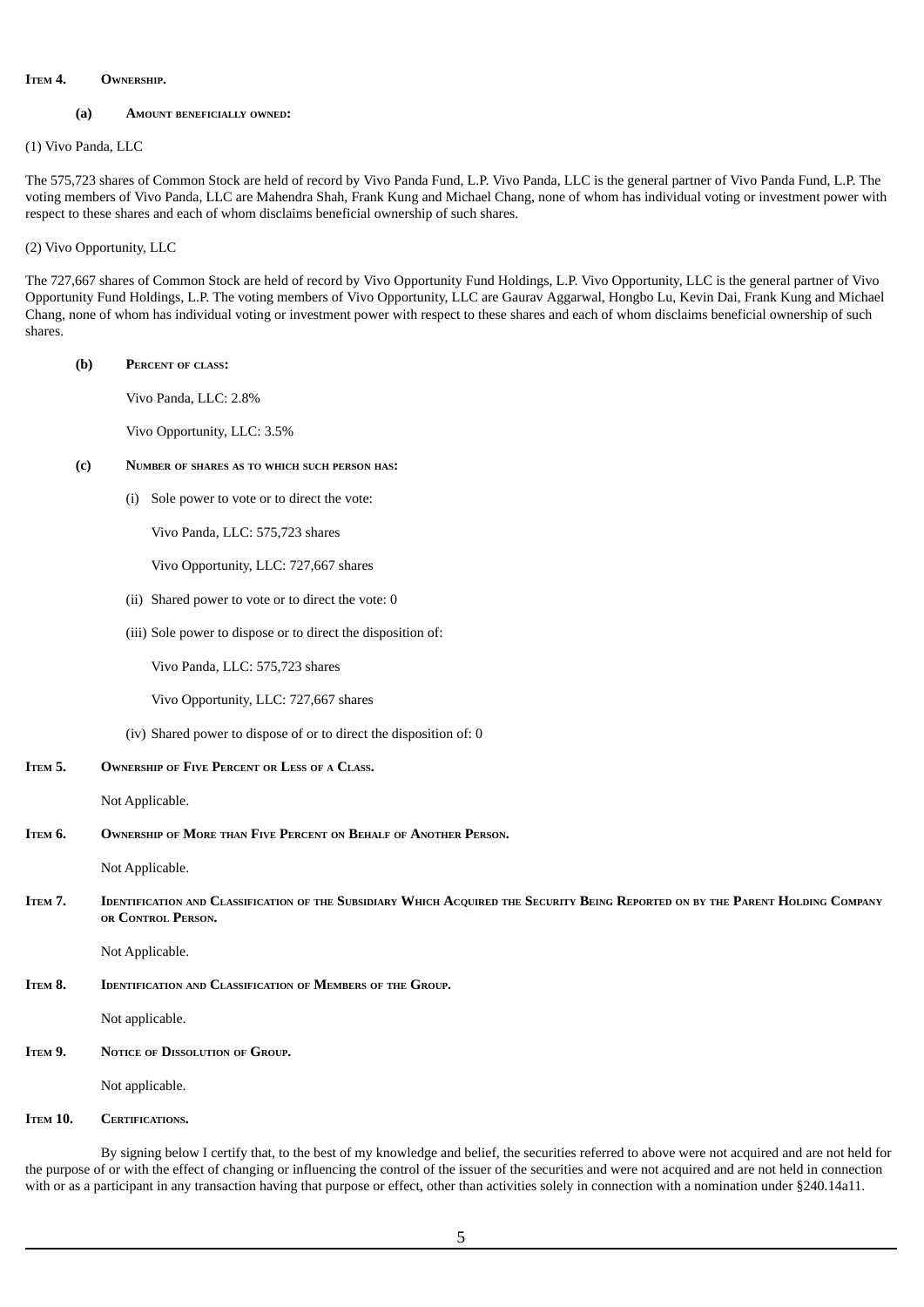**Item 4. Ownership.**

**(a) Amount beneficially owned:**

(1) Vivo Panda, LLC

The 575,723 shares of Common Stock are held of record by Vivo Panda Fund, L.P. Vivo Panda, LLC is the general partner of Vivo Panda Fund, L.P. The voting members of Vivo Panda, LLC are Mahendra Shah, Frank Kung and Michael Chang, none of whom has individual voting or investment power with respect to these shares and each of whom disclaims beneficial ownership of such shares.

(2) Vivo Opportunity, LLC

The 727,667 shares of Common Stock are held of record by Vivo Opportunity Fund Holdings, L.P. Vivo Opportunity, LLC is the general partner of Vivo Opportunity Fund Holdings, L.P. The voting members of Vivo Opportunity, LLC are Gaurav Aggarwal, Hongbo Lu, Kevin Dai, Frank Kung and Michael Chang, none of whom has individual voting or investment power with respect to these shares and each of whom disclaims beneficial ownership of such shares.

**(b) Percent of class:**

Vivo Panda, LLC: 2.8%

Vivo Opportunity, LLC: 3.5%

**(c) Number of shares as to which such person has:**

(i) Sole power to vote or to direct the vote:

Vivo Panda, LLC: 575,723 shares

Vivo Opportunity, LLC: 727,667 shares

(ii) Shared power to vote or to direct the vote: 0

(iii) Sole power to dispose or to direct the disposition of:

Vivo Panda, LLC: 575,723 shares

Vivo Opportunity, LLC: 727,667 shares

(iv) Shared power to dispose of or to direct the disposition of: 0

**Item 5. Ownership of Five Percent or Less of a Class.**

Not Applicable.

**Item 6. Ownership of More than Five Percent on Behalf of Another Person.**

Not Applicable.

**Item 7. Identification and Classification of the Subsidiary Which Acquired the Security Being Reported on by the Parent Holding Company or Control Person.**

Not Applicable.

**Item 8. Identification and Classification of Members of the Group.**

Not applicable.

**Item 9. Notice of Dissolution of Group.**

Not applicable.

**Item 10. Certifications.**

By signing below I certify that, to the best of my knowledge and belief, the securities referred to above were not acquired and are not held for the purpose of or with the effect of changing or influencing the control of the issuer of the securities and were not acquired and are not held in connection with or as a participant in any transaction having that purpose or effect, other than activities solely in connection with a nomination under §240.14a11.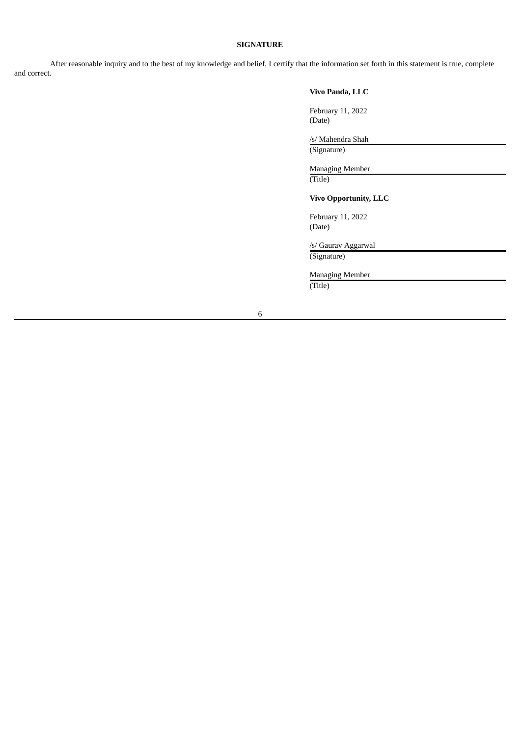**SIGNATURE**

After reasonable inquiry and to the best of my knowledge and belief, I certify that the information set forth in this statement is true, complete and correct.

**Vivo Panda, LLC**

February 11, 2022
(Date)

/s/ Mahendra Shah
(Signature)

Managing Member
(Title)

**Vivo Opportunity, LLC**

February 11, 2022
(Date)

/s/ Gaurav Aggarwal
(Signature)

Managing Member
(Title)